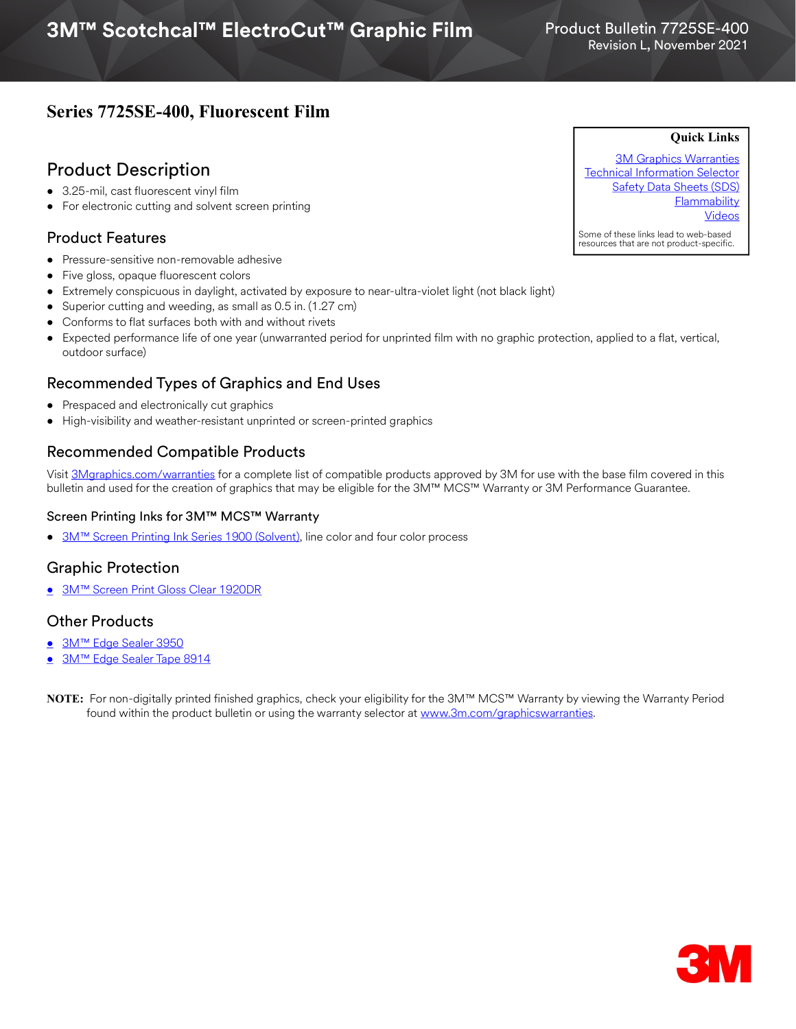# 3M™ Scotchcal™ ElectroCut™ Graphic Film

Product Bulletin 7725SE-400
Revision L, November 2021

## Series 7725SE-400, Fluorescent Film

**Quick Links**

[3M Graphics Warranties](#)
[Technical Information Selector](#)
[Safety Data Sheets (SDS)](#)
[Flammability](#)
[Videos](#)

Some of these links lead to web-based resources that are not product-specific.

## Product Description

- 3.25-mil, cast fluorescent vinyl film
- For electronic cutting and solvent screen printing

### Product Features

- Pressure-sensitive non-removable adhesive
- Five gloss, opaque fluorescent colors
- Extremely conspicuous in daylight, activated by exposure to near-ultra-violet light (not black light)
- Superior cutting and weeding, as small as 0.5 in. (1.27 cm)
- Conforms to flat surfaces both with and without rivets
- Expected performance life of one year (unwarranted period for unprinted film with no graphic protection, applied to a flat, vertical, outdoor surface)

### Recommended Types of Graphics and End Uses

- Prespaced and electronically cut graphics
- High-visibility and weather-resistant unprinted or screen-printed graphics

### Recommended Compatible Products

Visit 3Mgraphics.com/warranties for a complete list of compatible products approved by 3M for use with the base film covered in this bulletin and used for the creation of graphics that may be eligible for the 3M™ MCS™ Warranty or 3M Performance Guarantee.

#### Screen Printing Inks for 3M™ MCS™ Warranty

- 3M™ Screen Printing Ink Series 1900 (Solvent), line color and four color process

### Graphic Protection

- 3M™ Screen Print Gloss Clear 1920DR

### Other Products

- 3M™ Edge Sealer 3950
- 3M™ Edge Sealer Tape 8914

**NOTE:** For non-digitally printed finished graphics, check your eligibility for the 3M™ MCS™ Warranty by viewing the Warranty Period found within the product bulletin or using the warranty selector at www.3m.com/graphicswarranties.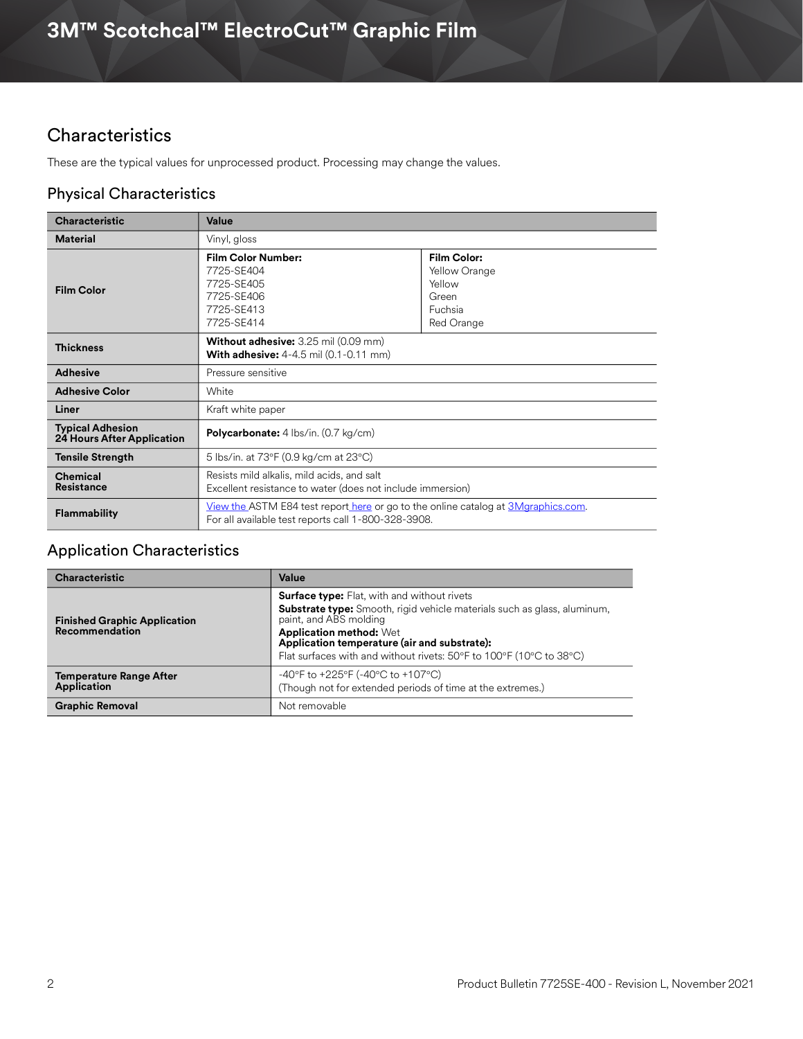## Characteristics

These are the typical values for unprocessed product. Processing may change the values.

### Physical Characteristics

| Characteristic | Value | |
|---|---|---|
| **Material** | Vinyl, gloss | |
| **Film Color** | **Film Color Number:**<br>7725-SE404<br>7725-SE405<br>7725-SE406<br>7725-SE413<br>7725-SE414 | **Film Color:**<br>Yellow Orange<br>Yellow<br>Green<br>Fuchsia<br>Red Orange |
| **Thickness** | **Without adhesive:** 3.25 mil (0.09 mm)<br>**With adhesive:** 4-4.5 mil (0.1-0.11 mm) | |
| **Adhesive** | Pressure sensitive | |
| **Adhesive Color** | White | |
| **Liner** | Kraft white paper | |
| **Typical Adhesion 24 Hours After Application** | **Polycarbonate:** 4 lbs/in. (0.7 kg/cm) | |
| **Tensile Strength** | 5 lbs/in. at 73°F (0.9 kg/cm at 23°C) | |
| **Chemical Resistance** | Resists mild alkalis, mild acids, and salt<br>Excellent resistance to water (does not include immersion) | |
| **Flammability** | View the ASTM E84 test report here or go to the online catalog at 3Mgraphics.com.<br>For all available test reports call 1-800-328-3908. | |

### Application Characteristics

| Characteristic | Value |
|---|---|
| **Finished Graphic Application Recommendation** | **Surface type:** Flat, with and without rivets<br>**Substrate type:** Smooth, rigid vehicle materials such as glass, aluminum, paint, and ABS molding<br>**Application method:** Wet<br>**Application temperature (air and substrate):**<br>Flat surfaces with and without rivets: 50°F to 100°F (10°C to 38°C) |
| **Temperature Range After Application** | -40°F to +225°F (-40°C to +107°C)<br>(Though not for extended periods of time at the extremes.) |
| **Graphic Removal** | Not removable |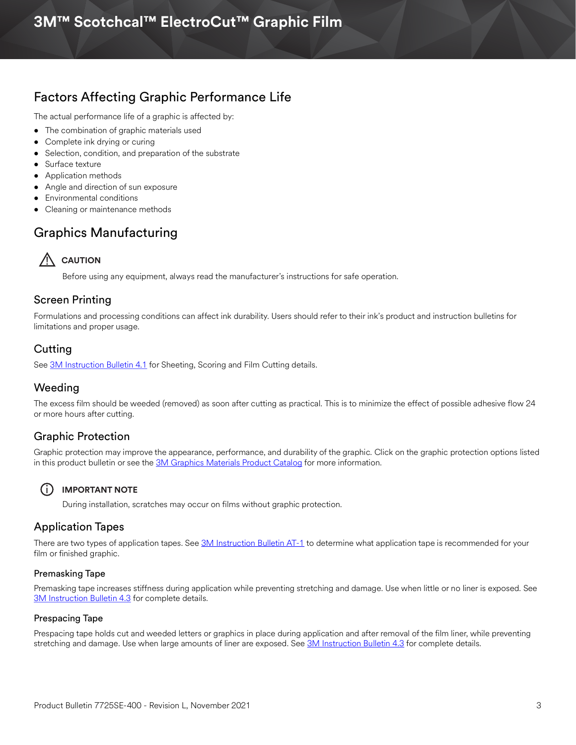## Factors Affecting Graphic Performance Life

The actual performance life of a graphic is affected by:

- The combination of graphic materials used
- Complete ink drying or curing
- Selection, condition, and preparation of the substrate
- Surface texture
- Application methods
- Angle and direction of sun exposure
- Environmental conditions
- Cleaning or maintenance methods

## Graphics Manufacturing

**CAUTION**

Before using any equipment, always read the manufacturer's instructions for safe operation.

### Screen Printing

Formulations and processing conditions can affect ink durability. Users should refer to their ink's product and instruction bulletins for limitations and proper usage.

### Cutting

See 3M Instruction Bulletin 4.1 for Sheeting, Scoring and Film Cutting details.

### Weeding

The excess film should be weeded (removed) as soon after cutting as practical. This is to minimize the effect of possible adhesive flow 24 or more hours after cutting.

### Graphic Protection

Graphic protection may improve the appearance, performance, and durability of the graphic. Click on the graphic protection options listed in this product bulletin or see the 3M Graphics Materials Product Catalog for more information.

**IMPORTANT NOTE**

During installation, scratches may occur on films without graphic protection.

### Application Tapes

There are two types of application tapes. See 3M Instruction Bulletin AT-1 to determine what application tape is recommended for your film or finished graphic.

#### Premasking Tape

Premasking tape increases stiffness during application while preventing stretching and damage. Use when little or no liner is exposed. See 3M Instruction Bulletin 4.3 for complete details.

#### Prespacing Tape

Prespacing tape holds cut and weeded letters or graphics in place during application and after removal of the film liner, while preventing stretching and damage. Use when large amounts of liner are exposed. See 3M Instruction Bulletin 4.3 for complete details.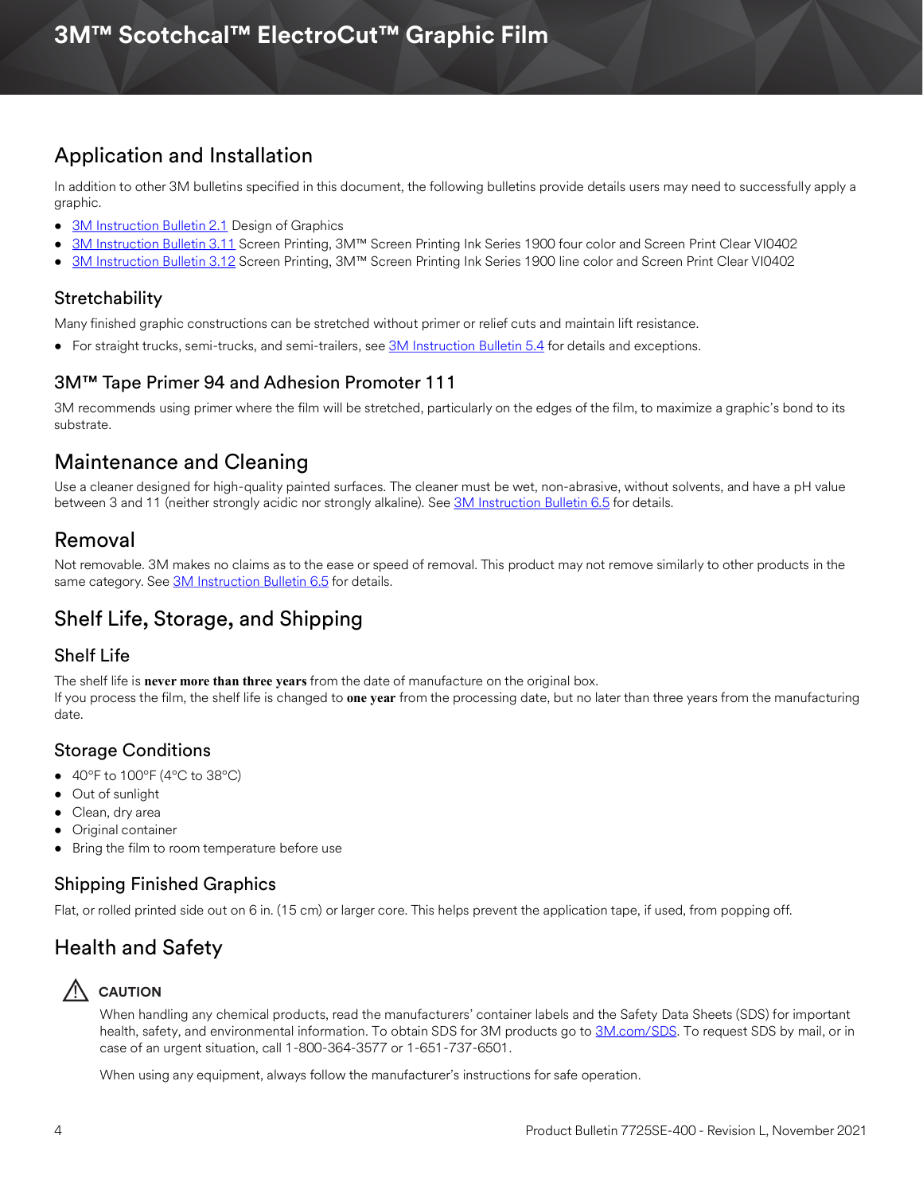## Application and Installation

In addition to other 3M bulletins specified in this document, the following bulletins provide details users may need to successfully apply a graphic.

- 3M Instruction Bulletin 2.1 Design of Graphics
- 3M Instruction Bulletin 3.11 Screen Printing, 3M™ Screen Printing Ink Series 1900 four color and Screen Print Clear VI0402
- 3M Instruction Bulletin 3.12 Screen Printing, 3M™ Screen Printing Ink Series 1900 line color and Screen Print Clear VI0402

### Stretchability

Many finished graphic constructions can be stretched without primer or relief cuts and maintain lift resistance.

- For straight trucks, semi-trucks, and semi-trailers, see 3M Instruction Bulletin 5.4 for details and exceptions.

### 3M™ Tape Primer 94 and Adhesion Promoter 111

3M recommends using primer where the film will be stretched, particularly on the edges of the film, to maximize a graphic's bond to its substrate.

## Maintenance and Cleaning

Use a cleaner designed for high-quality painted surfaces. The cleaner must be wet, non-abrasive, without solvents, and have a pH value between 3 and 11 (neither strongly acidic nor strongly alkaline). See 3M Instruction Bulletin 6.5 for details.

## Removal

Not removable. 3M makes no claims as to the ease or speed of removal. This product may not remove similarly to other products in the same category. See 3M Instruction Bulletin 6.5 for details.

## Shelf Life, Storage, and Shipping

### Shelf Life

The shelf life is **never more than three years** from the date of manufacture on the original box.
If you process the film, the shelf life is changed to **one year** from the processing date, but no later than three years from the manufacturing date.

### Storage Conditions

- 40°F to 100°F (4°C to 38°C)
- Out of sunlight
- Clean, dry area
- Original container
- Bring the film to room temperature before use

### Shipping Finished Graphics

Flat, or rolled printed side out on 6 in. (15 cm) or larger core. This helps prevent the application tape, if used, from popping off.

## Health and Safety

**CAUTION**

When handling any chemical products, read the manufacturers' container labels and the Safety Data Sheets (SDS) for important health, safety, and environmental information. To obtain SDS for 3M products go to 3M.com/SDS. To request SDS by mail, or in case of an urgent situation, call 1-800-364-3577 or 1-651-737-6501.

When using any equipment, always follow the manufacturer's instructions for safe operation.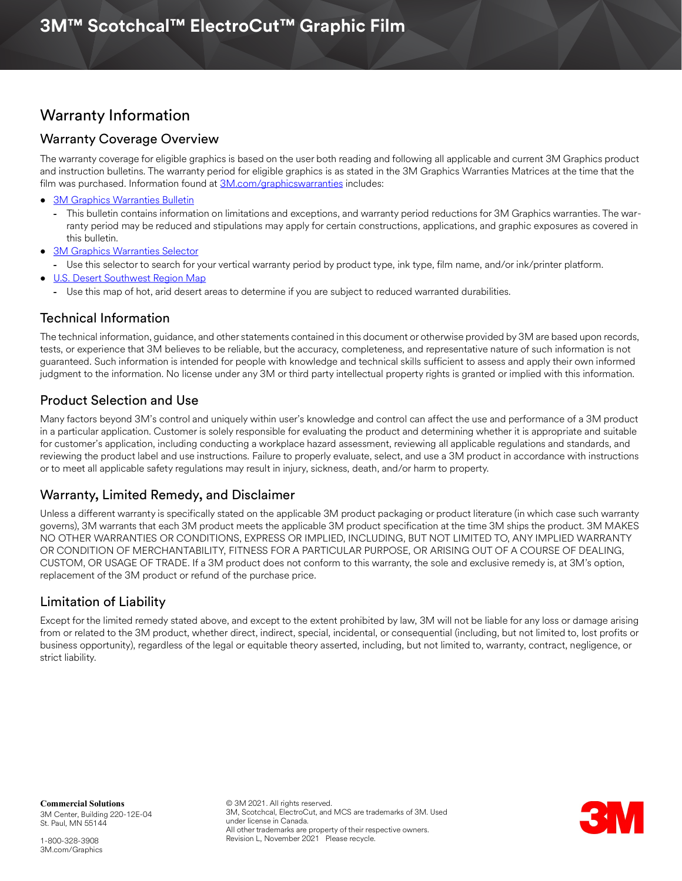## Warranty Information

### Warranty Coverage Overview

The warranty coverage for eligible graphics is based on the user both reading and following all applicable and current 3M Graphics product and instruction bulletins. The warranty period for eligible graphics is as stated in the 3M Graphics Warranties Matrices at the time that the film was purchased. Information found at 3M.com/graphicswarranties includes:

- 3M Graphics Warranties Bulletin
  - This bulletin contains information on limitations and exceptions, and warranty period reductions for 3M Graphics warranties. The warranty period may be reduced and stipulations may apply for certain constructions, applications, and graphic exposures as covered in this bulletin.
- 3M Graphics Warranties Selector
  - Use this selector to search for your vertical warranty period by product type, ink type, film name, and/or ink/printer platform.
- U.S. Desert Southwest Region Map
  - Use this map of hot, arid desert areas to determine if you are subject to reduced warranted durabilities.

### Technical Information

The technical information, guidance, and other statements contained in this document or otherwise provided by 3M are based upon records, tests, or experience that 3M believes to be reliable, but the accuracy, completeness, and representative nature of such information is not guaranteed. Such information is intended for people with knowledge and technical skills sufficient to assess and apply their own informed judgment to the information. No license under any 3M or third party intellectual property rights is granted or implied with this information.

### Product Selection and Use

Many factors beyond 3M's control and uniquely within user's knowledge and control can affect the use and performance of a 3M product in a particular application. Customer is solely responsible for evaluating the product and determining whether it is appropriate and suitable for customer's application, including conducting a workplace hazard assessment, reviewing all applicable regulations and standards, and reviewing the product label and use instructions. Failure to properly evaluate, select, and use a 3M product in accordance with instructions or to meet all applicable safety regulations may result in injury, sickness, death, and/or harm to property.

### Warranty, Limited Remedy, and Disclaimer

Unless a different warranty is specifically stated on the applicable 3M product packaging or product literature (in which case such warranty governs), 3M warrants that each 3M product meets the applicable 3M product specification at the time 3M ships the product. 3M MAKES NO OTHER WARRANTIES OR CONDITIONS, EXPRESS OR IMPLIED, INCLUDING, BUT NOT LIMITED TO, ANY IMPLIED WARRANTY OR CONDITION OF MERCHANTABILITY, FITNESS FOR A PARTICULAR PURPOSE, OR ARISING OUT OF A COURSE OF DEALING, CUSTOM, OR USAGE OF TRADE. If a 3M product does not conform to this warranty, the sole and exclusive remedy is, at 3M's option, replacement of the 3M product or refund of the purchase price.

### Limitation of Liability

Except for the limited remedy stated above, and except to the extent prohibited by law, 3M will not be liable for any loss or damage arising from or related to the 3M product, whether direct, indirect, special, incidental, or consequential (including, but not limited to, lost profits or business opportunity), regardless of the legal or equitable theory asserted, including, but not limited to, warranty, contract, negligence, or strict liability.

**Commercial Solutions**
3M Center, Building 220-12E-04
St. Paul, MN 55144

1-800-328-3908
3M.com/Graphics

© 3M 2021. All rights reserved.
3M, Scotchcal, ElectroCut, and MCS are trademarks of 3M. Used under license in Canada.
All other trademarks are property of their respective owners.
Revision L, November 2021 Please recycle.